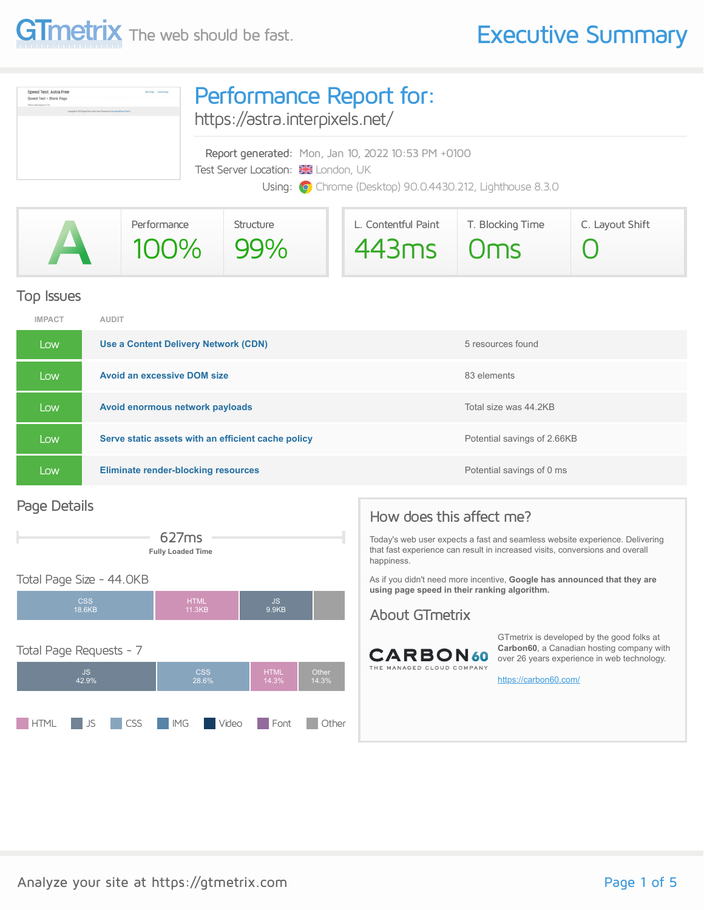GTmetrix The web should be fast.

# Executive Summary

## Performance Report for:

https://astra.interpixels.net/

Report generated: Mon, Jan 10, 2022 10:53 PM +0100
Test Server Location: London, UK
Using: Chrome (Desktop) 90.0.4430.212, Lighthouse 8.3.0

| Grade | Performance | Structure | L. Contentful Paint | T. Blocking Time | C. Layout Shift |
|---|---|---|---|---|---|
| A | 100% | 99% | 443ms | 0ms | 0 |

## Top Issues

| IMPACT | AUDIT | |
|---|---|---|
| Low | **Use a Content Delivery Network (CDN)** | 5 resources found |
| Low | **Avoid an excessive DOM size** | 83 elements |
| Low | **Avoid enormous network payloads** | Total size was 44.2KB |
| Low | **Serve static assets with an efficient cache policy** | Potential savings of 2.66KB |
| Low | **Eliminate render-blocking resources** | Potential savings of 0 ms |

## Page Details

627ms
**Fully Loaded Time**

### Total Page Size - 44.0KB

CSS 18.6KB | HTML 11.3KB | JS 9.9KB

### Total Page Requests - 7

JS 42.9% | CSS 28.6% | HTML 14.3% | Other 14.3%

HTML | JS | CSS | IMG | Video | Font | Other

## How does this affect me?

Today's web user expects a fast and seamless website experience. Delivering that fast experience can result in increased visits, conversions and overall happiness.

As if you didn't need more incentive, **Google has announced that they are using page speed in their ranking algorithm.**

## About GTmetrix

CARBON60 THE MANAGED CLOUD COMPANY

GTmetrix is developed by the good folks at **Carbon60**, a Canadian hosting company with over 26 years experience in web technology.

https://carbon60.com/

Analyze your site at https://gtmetrix.com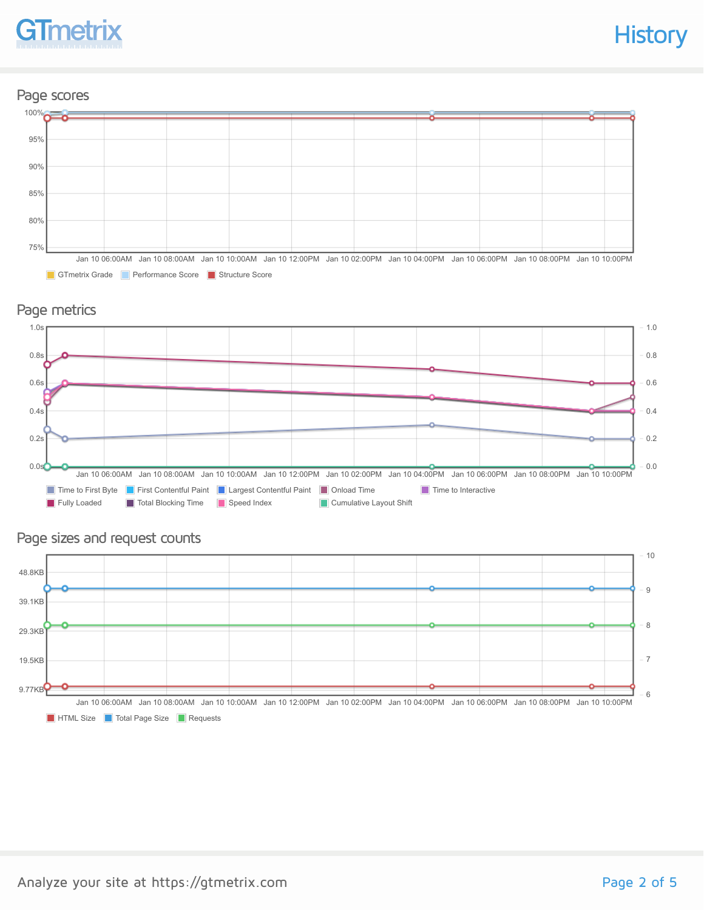# History

## Page scores

100%
95%
90%
85%
80%
75%

Jan 10 06:00AM Jan 10 08:00AM Jan 10 10:00AM Jan 10 12:00PM Jan 10 02:00PM Jan 10 04:00PM Jan 10 06:00PM Jan 10 08:00PM Jan 10 10:00PM

GTmetrix Grade | Performance Score | Structure Score

## Page metrics

1.0s 0.8s 0.6s 0.4s 0.2s 0.0s

1.0 0.8 0.6 0.4 0.2 0.0

Jan 10 06:00AM Jan 10 08:00AM Jan 10 10:00AM Jan 10 12:00PM Jan 10 02:00PM Jan 10 04:00PM Jan 10 06:00PM Jan 10 08:00PM Jan 10 10:00PM

Time to First Byte | First Contentful Paint | Largest Contentful Paint | Onload Time | Time to Interactive | Fully Loaded | Total Blocking Time | Speed Index | Cumulative Layout Shift

## Page sizes and request counts

48.8KB 39.1KB 29.3KB 19.5KB 9.77KB

10 9 8 7 6

Jan 10 06:00AM Jan 10 08:00AM Jan 10 10:00AM Jan 10 12:00PM Jan 10 02:00PM Jan 10 04:00PM Jan 10 06:00PM Jan 10 08:00PM Jan 10 10:00PM

HTML Size | Total Page Size | Requests

Analyze your site at https://gtmetrix.com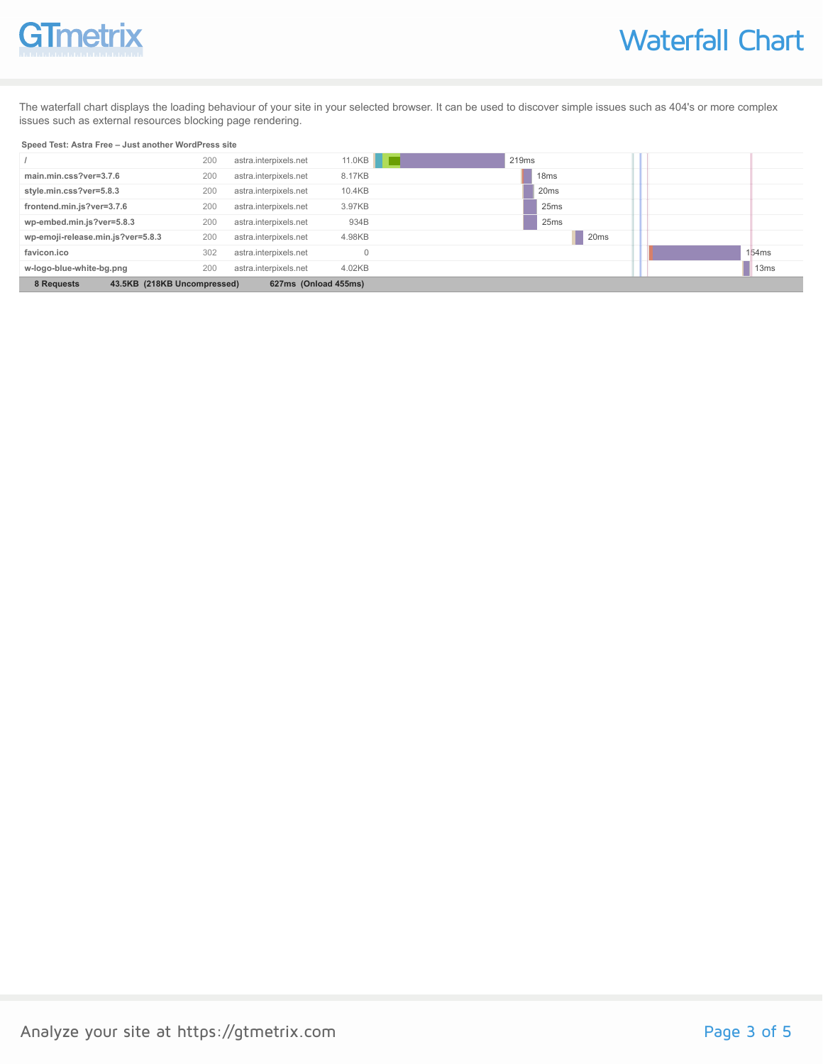# Waterfall Chart

The waterfall chart displays the loading behaviour of your site in your selected browser. It can be used to discover simple issues such as 404's or more complex issues such as external resources blocking page rendering.

**Speed Test: Astra Free – Just another WordPress site**

| Resource | Status | Domain | Size | Time |
|---|---|---|---|---|
| / | 200 | astra.interpixels.net | 11.0KB | 219ms |
| main.min.css?ver=3.7.6 | 200 | astra.interpixels.net | 8.17KB | 18ms |
| style.min.css?ver=5.8.3 | 200 | astra.interpixels.net | 10.4KB | 20ms |
| frontend.min.js?ver=3.7.6 | 200 | astra.interpixels.net | 3.97KB | 25ms |
| wp-embed.min.js?ver=5.8.3 | 200 | astra.interpixels.net | 934B | 25ms |
| wp-emoji-release.min.js?ver=5.8.3 | 200 | astra.interpixels.net | 4.98KB | 20ms |
| favicon.ico | 302 | astra.interpixels.net | 0 | 154ms |
| w-logo-blue-white-bg.png | 200 | astra.interpixels.net | 4.02KB | 13ms |
| **8 Requests** | | | **43.5KB (218KB Uncompressed)** | **627ms (Onload 455ms)** |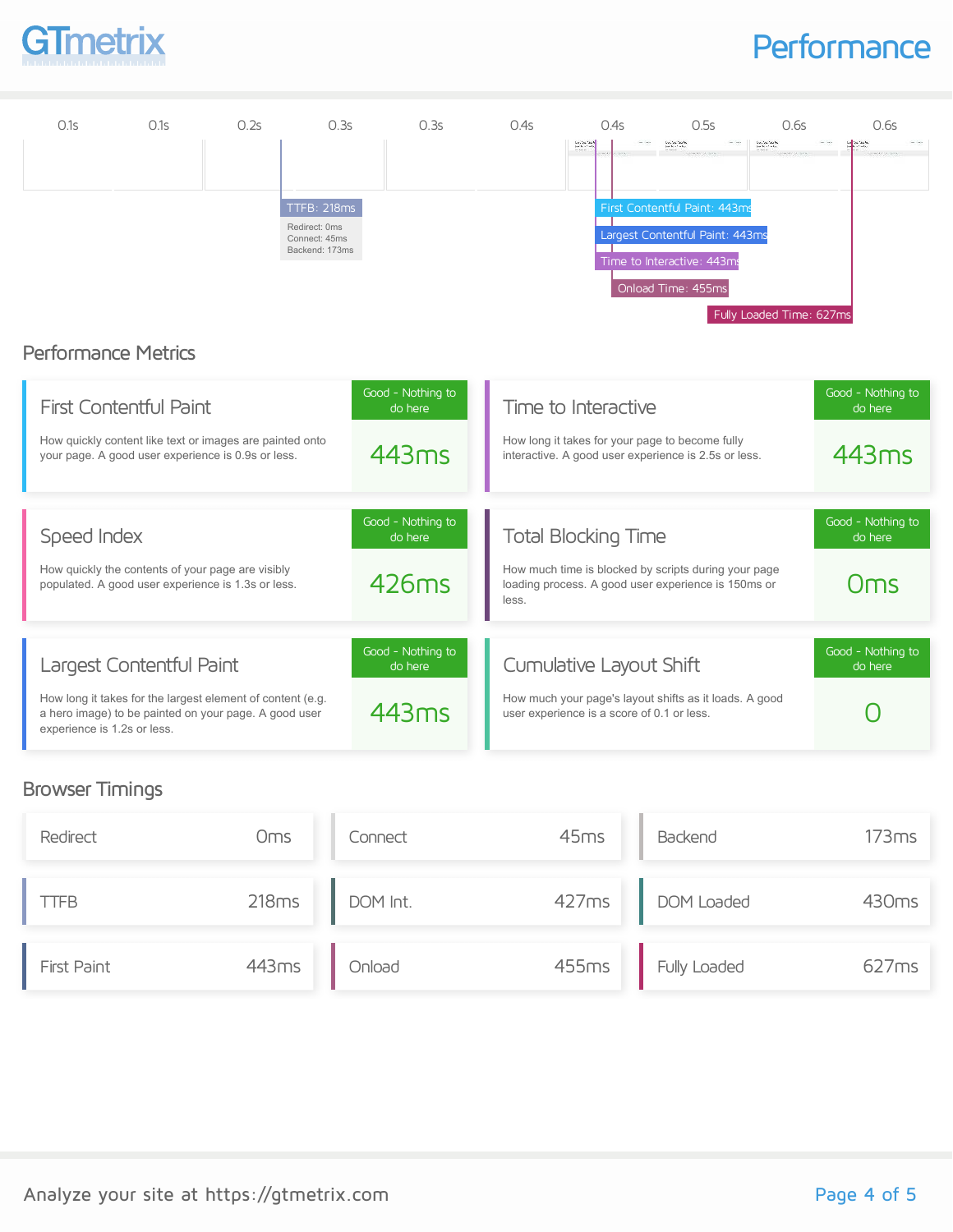# Performance

| 0.1s | 0.1s | 0.2s | 0.3s | 0.3s | 0.4s | 0.4s | 0.5s | 0.6s | 0.6s |
|---|---|---|---|---|---|---|---|---|---|

TTFB: 218ms
Redirect: 0ms
Connect: 45ms
Backend: 173ms

First Contentful Paint: 443ms
Largest Contentful Paint: 443ms
Time to Interactive: 443ms
Onload Time: 455ms
Fully Loaded Time: 627ms

## Performance Metrics

### First Contentful Paint

Good - Nothing to do here

How quickly content like text or images are painted onto your page. A good user experience is 0.9s or less.

**443ms**

### Time to Interactive

Good - Nothing to do here

How long it takes for your page to become fully interactive. A good user experience is 2.5s or less.

**443ms**

### Speed Index

Good - Nothing to do here

How quickly the contents of your page are visibly populated. A good user experience is 1.3s or less.

**426ms**

### Total Blocking Time

Good - Nothing to do here

How much time is blocked by scripts during your page loading process. A good user experience is 150ms or less.

**0ms**

### Largest Contentful Paint

Good - Nothing to do here

How long it takes for the largest element of content (e.g. a hero image) to be painted on your page. A good user experience is 1.2s or less.

**443ms**

### Cumulative Layout Shift

Good - Nothing to do here

How much your page's layout shifts as it loads. A good user experience is a score of 0.1 or less.

**0**

## Browser Timings

| Timing | Value | Timing | Value | Timing | Value |
|---|---|---|---|---|---|
| Redirect | 0ms | Connect | 45ms | Backend | 173ms |
| TTFB | 218ms | DOM Int. | 427ms | DOM Loaded | 430ms |
| First Paint | 443ms | Onload | 455ms | Fully Loaded | 627ms |

Analyze your site at https://gtmetrix.com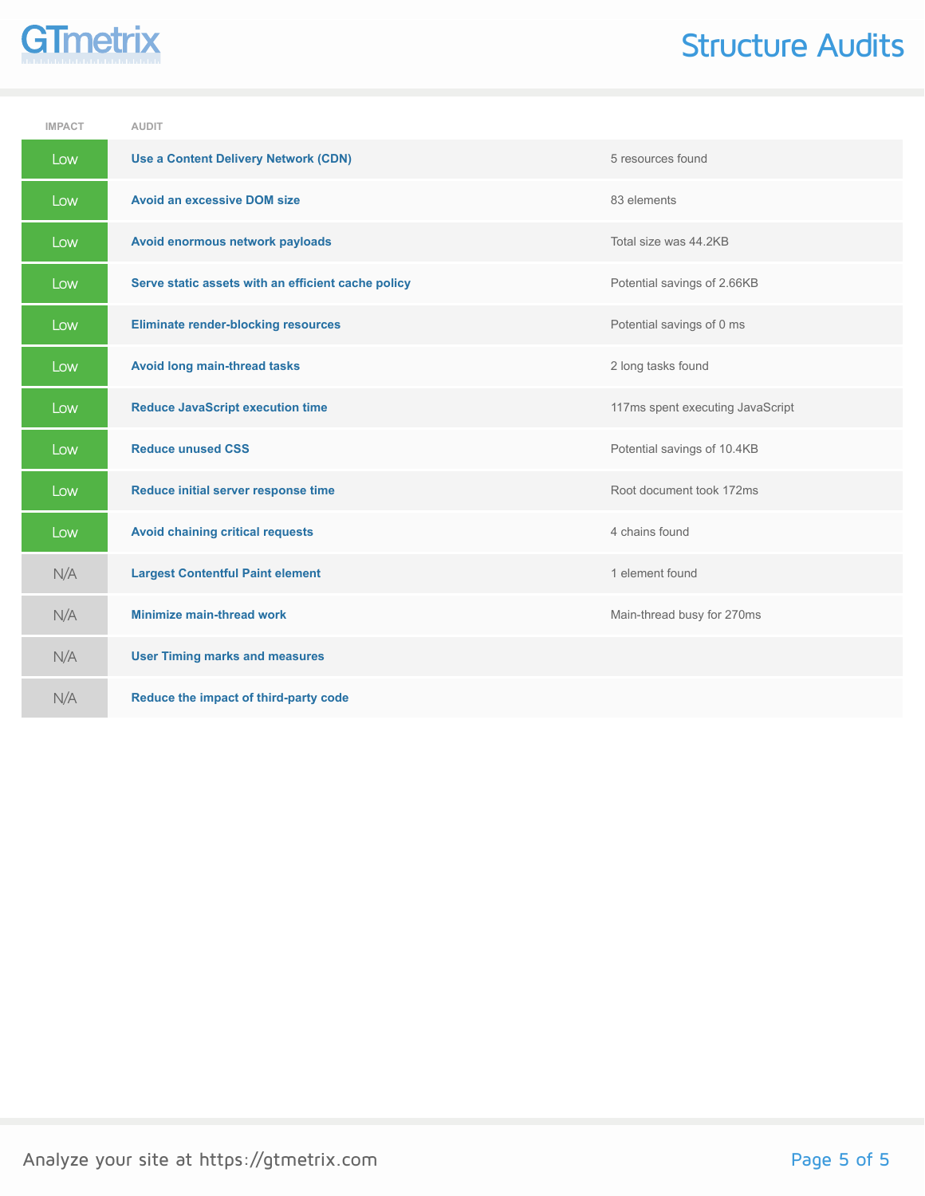# Structure Audits

| IMPACT | AUDIT | |
|---|---|---|
| Low | Use a Content Delivery Network (CDN) | 5 resources found |
| Low | Avoid an excessive DOM size | 83 elements |
| Low | Avoid enormous network payloads | Total size was 44.2KB |
| Low | Serve static assets with an efficient cache policy | Potential savings of 2.66KB |
| Low | Eliminate render-blocking resources | Potential savings of 0 ms |
| Low | Avoid long main-thread tasks | 2 long tasks found |
| Low | Reduce JavaScript execution time | 117ms spent executing JavaScript |
| Low | Reduce unused CSS | Potential savings of 10.4KB |
| Low | Reduce initial server response time | Root document took 172ms |
| Low | Avoid chaining critical requests | 4 chains found |
| N/A | Largest Contentful Paint element | 1 element found |
| N/A | Minimize main-thread work | Main-thread busy for 270ms |
| N/A | User Timing marks and measures | |
| N/A | Reduce the impact of third-party code | |

Analyze your site at https://gtmetrix.com